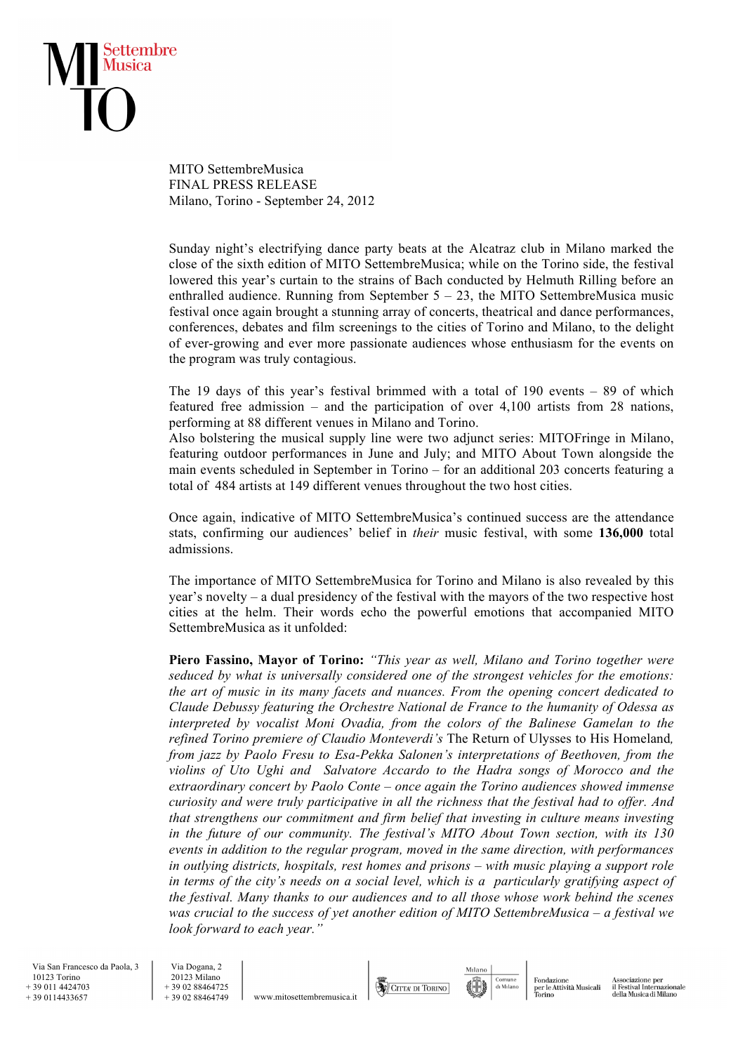MITO SettembreMusica
FINAL PRESS RELEASE
Milano, Torino - September 24, 2012

Sunday night's electrifying dance party beats at the Alcatraz club in Milano marked the close of the sixth edition of MITO SettembreMusica; while on the Torino side, the festival lowered this year's curtain to the strains of Bach conducted by Helmuth Rilling before an enthralled audience. Running from September 5 – 23, the MITO SettembreMusica music festival once again brought a stunning array of concerts, theatrical and dance performances, conferences, debates and film screenings to the cities of Torino and Milano, to the delight of ever-growing and ever more passionate audiences whose enthusiasm for the events on the program was truly contagious.

The 19 days of this year's festival brimmed with a total of 190 events – 89 of which featured free admission – and the participation of over 4,100 artists from 28 nations, performing at 88 different venues in Milano and Torino.
Also bolstering the musical supply line were two adjunct series: MITOFringe in Milano, featuring outdoor performances in June and July; and MITO About Town alongside the main events scheduled in September in Torino – for an additional 203 concerts featuring a total of 484 artists at 149 different venues throughout the two host cities.

Once again, indicative of MITO SettembreMusica's continued success are the attendance stats, confirming our audiences' belief in *their* music festival, with some **136,000** total admissions.

The importance of MITO SettembreMusica for Torino and Milano is also revealed by this year's novelty – a dual presidency of the festival with the mayors of the two respective host cities at the helm. Their words echo the powerful emotions that accompanied MITO SettembreMusica as it unfolded:

**Piero Fassino, Mayor of Torino:** *"This year as well, Milano and Torino together were seduced by what is universally considered one of the strongest vehicles for the emotions: the art of music in its many facets and nuances. From the opening concert dedicated to Claude Debussy featuring the Orchestre National de France to the humanity of Odessa as interpreted by vocalist Moni Ovadia, from the colors of the Balinese Gamelan to the refined Torino premiere of Claudio Monteverdi's* The Return of Ulysses to His Homeland*, from jazz by Paolo Fresu to Esa-Pekka Salonen's interpretations of Beethoven, from the violins of Uto Ughi and Salvatore Accardo to the Hadra songs of Morocco and the extraordinary concert by Paolo Conte – once again the Torino audiences showed immense curiosity and were truly participative in all the richness that the festival had to offer. And that strengthens our commitment and firm belief that investing in culture means investing in the future of our community. The festival's MITO About Town section, with its 130 events in addition to the regular program, moved in the same direction, with performances in outlying districts, hospitals, rest homes and prisons – with music playing a support role in terms of the city's needs on a social level, which is a particularly gratifying aspect of the festival. Many thanks to our audiences and to all those whose work behind the scenes was crucial to the success of yet another edition of MITO SettembreMusica – a festival we look forward to each year."*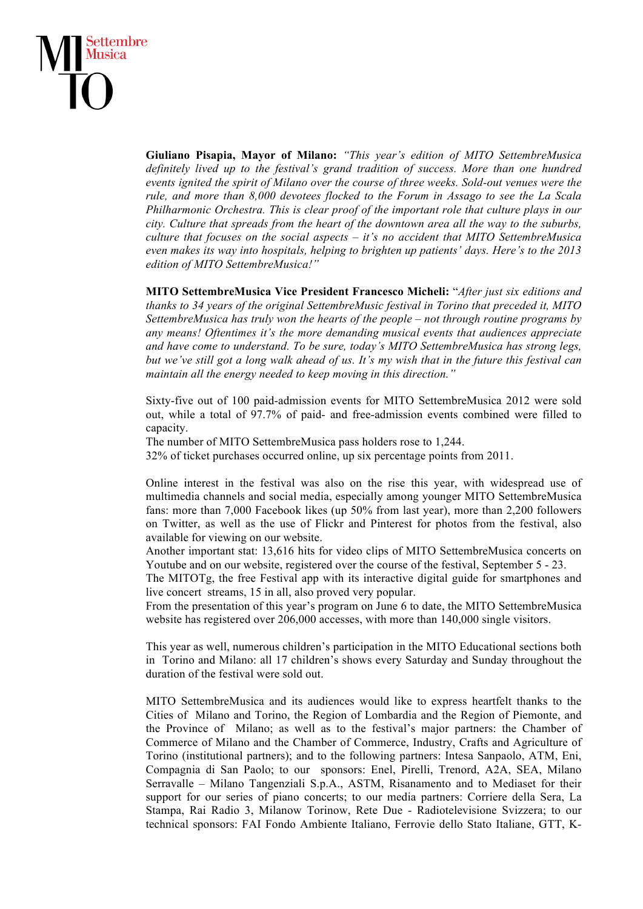**Giuliano Pisapia, Mayor of Milano:** *"This year's edition of MITO SettembreMusica definitely lived up to the festival's grand tradition of success. More than one hundred events ignited the spirit of Milano over the course of three weeks. Sold-out venues were the rule, and more than 8,000 devotees flocked to the Forum in Assago to see the La Scala Philharmonic Orchestra. This is clear proof of the important role that culture plays in our city. Culture that spreads from the heart of the downtown area all the way to the suburbs, culture that focuses on the social aspects – it's no accident that MITO SettembreMusica even makes its way into hospitals, helping to brighten up patients' days. Here's to the 2013 edition of MITO SettembreMusica!"*

**MITO SettembreMusica Vice President Francesco Micheli:** "*After just six editions and thanks to 34 years of the original SettembreMusic festival in Torino that preceded it, MITO SettembreMusica has truly won the hearts of the people – not through routine programs by any means! Oftentimes it's the more demanding musical events that audiences appreciate and have come to understand. To be sure, today's MITO SettembreMusica has strong legs, but we've still got a long walk ahead of us. It's my wish that in the future this festival can maintain all the energy needed to keep moving in this direction."*

Sixty-five out of 100 paid-admission events for MITO SettembreMusica 2012 were sold out, while a total of 97.7% of paid- and free-admission events combined were filled to capacity.
The number of MITO SettembreMusica pass holders rose to 1,244.
32% of ticket purchases occurred online, up six percentage points from 2011.

Online interest in the festival was also on the rise this year, with widespread use of multimedia channels and social media, especially among younger MITO SettembreMusica fans: more than 7,000 Facebook likes (up 50% from last year), more than 2,200 followers on Twitter, as well as the use of Flickr and Pinterest for photos from the festival, also available for viewing on our website.
Another important stat: 13,616 hits for video clips of MITO SettembreMusica concerts on Youtube and on our website, registered over the course of the festival, September 5 - 23.
The MITOTg, the free Festival app with its interactive digital guide for smartphones and live concert streams, 15 in all, also proved very popular.
From the presentation of this year's program on June 6 to date, the MITO SettembreMusica website has registered over 206,000 accesses, with more than 140,000 single visitors.

This year as well, numerous children's participation in the MITO Educational sections both in Torino and Milano: all 17 children's shows every Saturday and Sunday throughout the duration of the festival were sold out.

MITO SettembreMusica and its audiences would like to express heartfelt thanks to the Cities of Milano and Torino, the Region of Lombardia and the Region of Piemonte, and the Province of Milano; as well as to the festival's major partners: the Chamber of Commerce of Milano and the Chamber of Commerce, Industry, Crafts and Agriculture of Torino (institutional partners); and to the following partners: Intesa Sanpaolo, ATM, Eni, Compagnia di San Paolo; to our sponsors: Enel, Pirelli, Trenord, A2A, SEA, Milano Serravalle – Milano Tangenziali S.p.A., ASTM, Risanamento and to Mediaset for their support for our series of piano concerts; to our media partners: Corriere della Sera, La Stampa, Rai Radio 3, Milanow Torinow, Rete Due - Radiotelevisione Svizzera; to our technical sponsors: FAI Fondo Ambiente Italiano, Ferrovie dello Stato Italiane, GTT, K-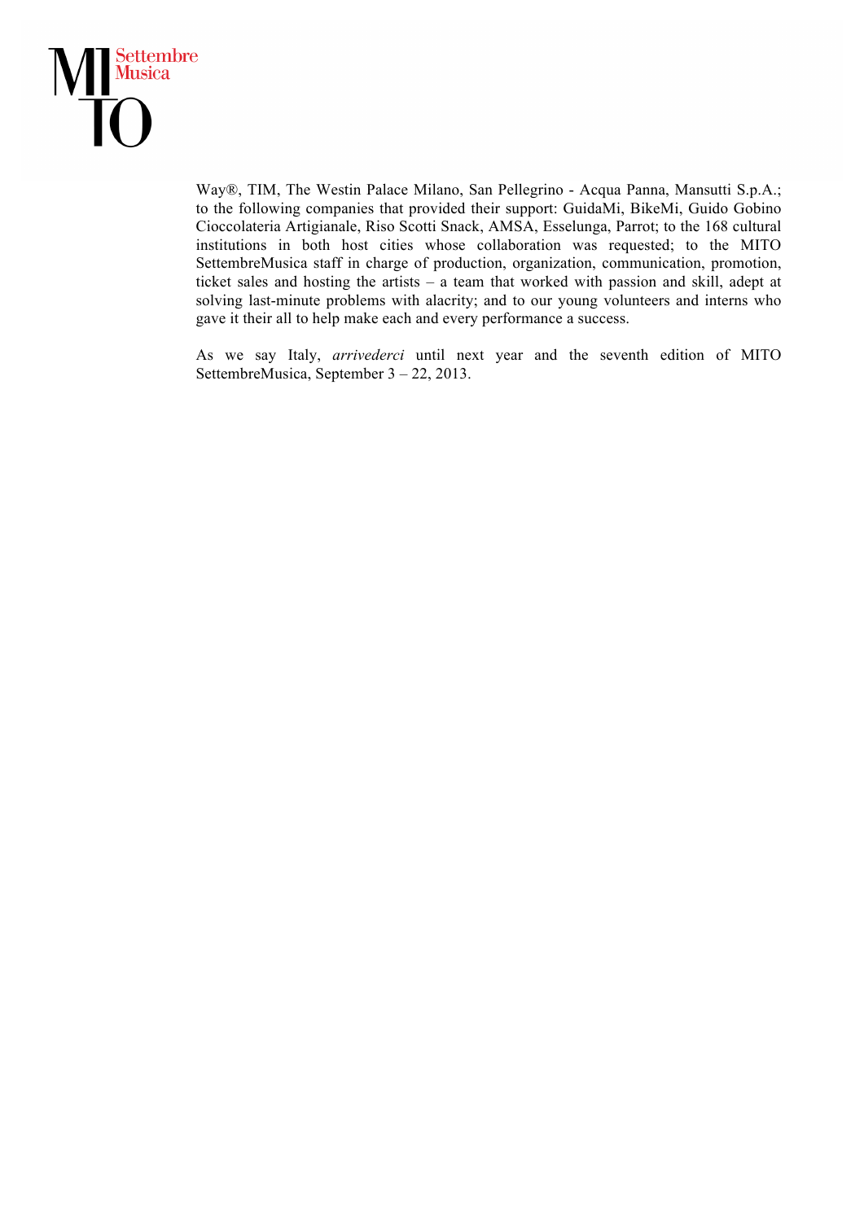Way®, TIM, The Westin Palace Milano, San Pellegrino - Acqua Panna, Mansutti S.p.A.; to the following companies that provided their support: GuidaMi, BikeMi, Guido Gobino Cioccolateria Artigianale, Riso Scotti Snack, AMSA, Esselunga, Parrot; to the 168 cultural institutions in both host cities whose collaboration was requested; to the MITO SettembreMusica staff in charge of production, organization, communication, promotion, ticket sales and hosting the artists – a team that worked with passion and skill, adept at solving last-minute problems with alacrity; and to our young volunteers and interns who gave it their all to help make each and every performance a success.

As we say Italy, *arrivederci* until next year and the seventh edition of MITO SettembreMusica, September 3 – 22, 2013.